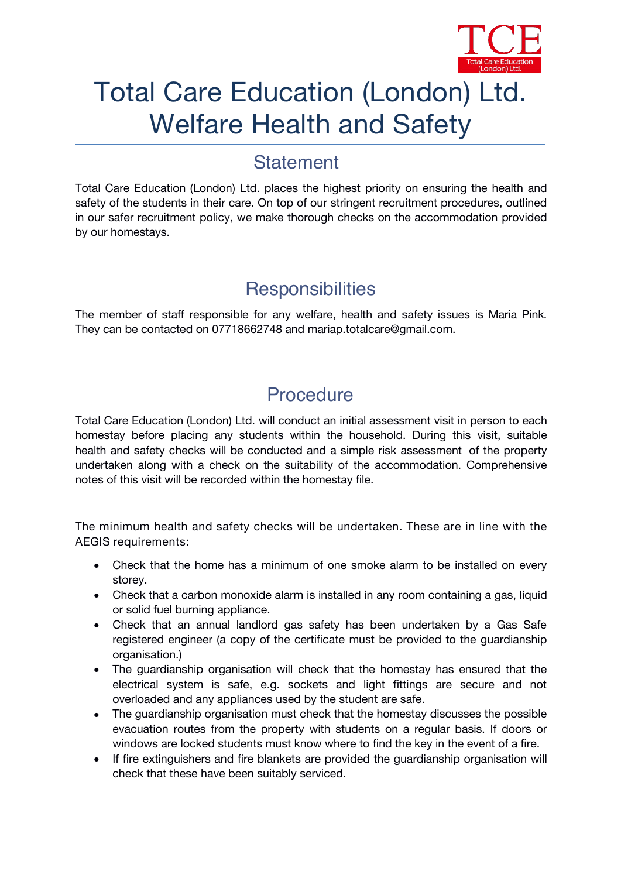# Total Care Education (London) Ltd. Welfare Health and Safety

## Statement

Total Care Education (London) Ltd. places the highest priority on ensuring the health and safety of the students in their care. On top of our stringent recruitment procedures, outlined in our safer recruitment policy, we make thorough checks on the accommodation provided by our homestays.

## Responsibilities

The member of staff responsible for any welfare, health and safety issues is Maria Pink. They can be contacted on 07718662748 and mariap.totalcare@gmail.com.

## Procedure

Total Care Education (London) Ltd. will conduct an initial assessment visit in person to each homestay before placing any students within the household. During this visit, suitable health and safety checks will be conducted and a simple risk assessment of the property undertaken along with a check on the suitability of the accommodation. Comprehensive notes of this visit will be recorded within the homestay file.

The minimum health and safety checks will be undertaken. These are in line with the AEGIS requirements:

- Check that the home has a minimum of one smoke alarm to be installed on every storey.
- Check that a carbon monoxide alarm is installed in any room containing a gas, liquid or solid fuel burning appliance.
- Check that an annual landlord gas safety has been undertaken by a Gas Safe registered engineer (a copy of the certificate must be provided to the guardianship organisation.)
- The guardianship organisation will check that the homestay has ensured that the electrical system is safe, e.g. sockets and light fittings are secure and not overloaded and any appliances used by the student are safe.
- The guardianship organisation must check that the homestay discusses the possible evacuation routes from the property with students on a regular basis. If doors or windows are locked students must know where to find the key in the event of a fire.
- If fire extinguishers and fire blankets are provided the guardianship organisation will check that these have been suitably serviced.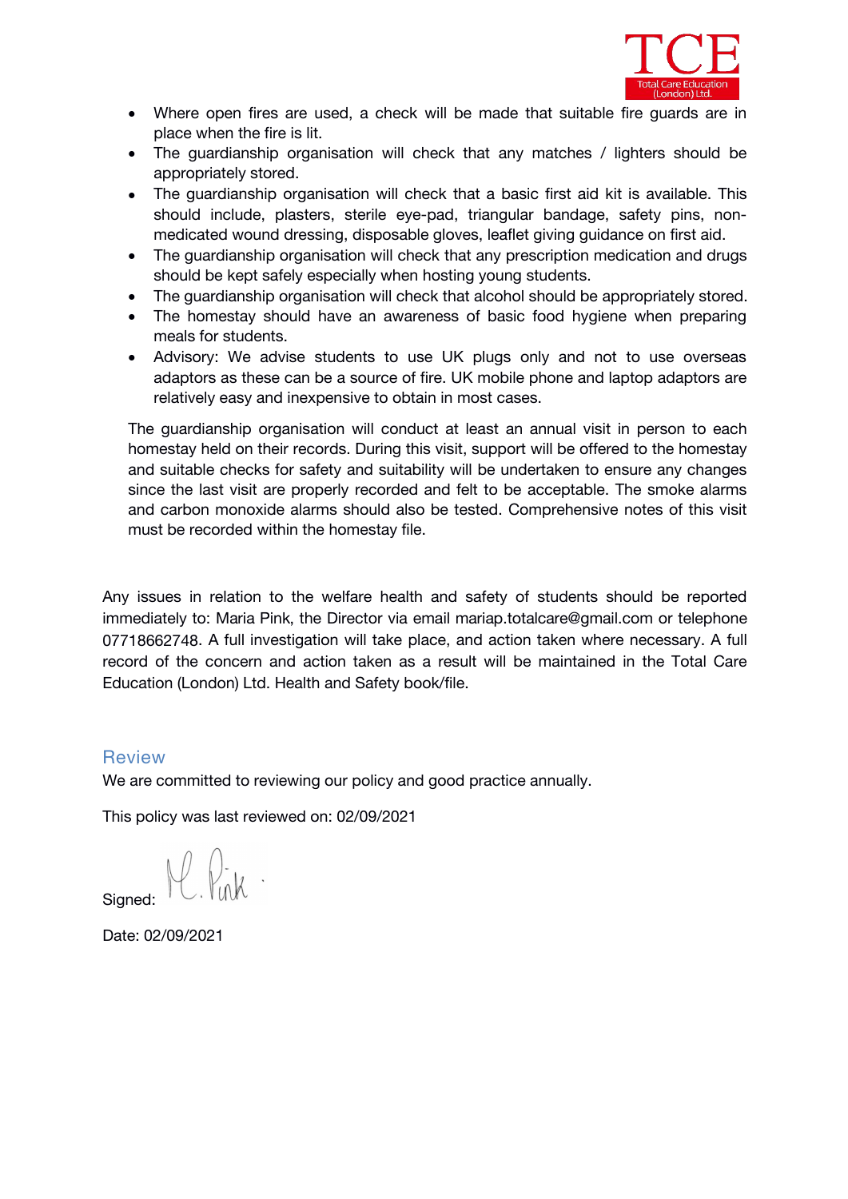- Where open fires are used, a check will be made that suitable fire guards are in place when the fire is lit.
- The guardianship organisation will check that any matches / lighters should be appropriately stored.
- The guardianship organisation will check that a basic first aid kit is available. This should include, plasters, sterile eye-pad, triangular bandage, safety pins, non-medicated wound dressing, disposable gloves, leaflet giving guidance on first aid.
- The guardianship organisation will check that any prescription medication and drugs should be kept safely especially when hosting young students.
- The guardianship organisation will check that alcohol should be appropriately stored.
- The homestay should have an awareness of basic food hygiene when preparing meals for students.
- Advisory: We advise students to use UK plugs only and not to use overseas adaptors as these can be a source of fire. UK mobile phone and laptop adaptors are relatively easy and inexpensive to obtain in most cases.

The guardianship organisation will conduct at least an annual visit in person to each homestay held on their records. During this visit, support will be offered to the homestay and suitable checks for safety and suitability will be undertaken to ensure any changes since the last visit are properly recorded and felt to be acceptable. The smoke alarms and carbon monoxide alarms should also be tested. Comprehensive notes of this visit must be recorded within the homestay file.

Any issues in relation to the welfare health and safety of students should be reported immediately to: Maria Pink, the Director via email mariap.totalcare@gmail.com or telephone 07718662748. A full investigation will take place, and action taken where necessary. A full record of the concern and action taken as a result will be maintained in the Total Care Education (London) Ltd. Health and Safety book/file.

## Review

We are committed to reviewing our policy and good practice annually.

This policy was last reviewed on: 02/09/2021

Signed: M. Pink

Date: 02/09/2021